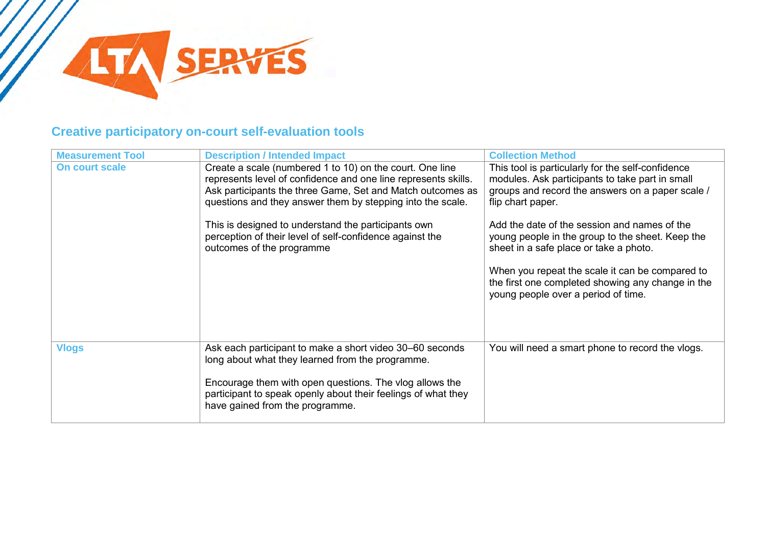## Creative participatory on-court self-evaluation tools

| Measurement Tool | Description / Intended Impact | Collection Method |
|---|---|---|
| On court scale | Create a scale (numbered 1 to 10) on the court. One line represents level of confidence and one line represents skills. Ask participants the three Game, Set and Match outcomes as questions and they answer them by stepping into the scale.<br><br>This is designed to understand the participants own perception of their level of self-confidence against the outcomes of the programme | This tool is particularly for the self-confidence modules. Ask participants to take part in small groups and record the answers on a paper scale / flip chart paper.<br><br>Add the date of the session and names of the young people in the group to the sheet. Keep the sheet in a safe place or take a photo.<br><br>When you repeat the scale it can be compared to the first one completed showing any change in the young people over a period of time. |
| Vlogs | Ask each participant to make a short video 30–60 seconds long about what they learned from the programme.<br><br>Encourage them with open questions. The vlog allows the participant to speak openly about their feelings of what they have gained from the programme. | You will need a smart phone to record the vlogs. |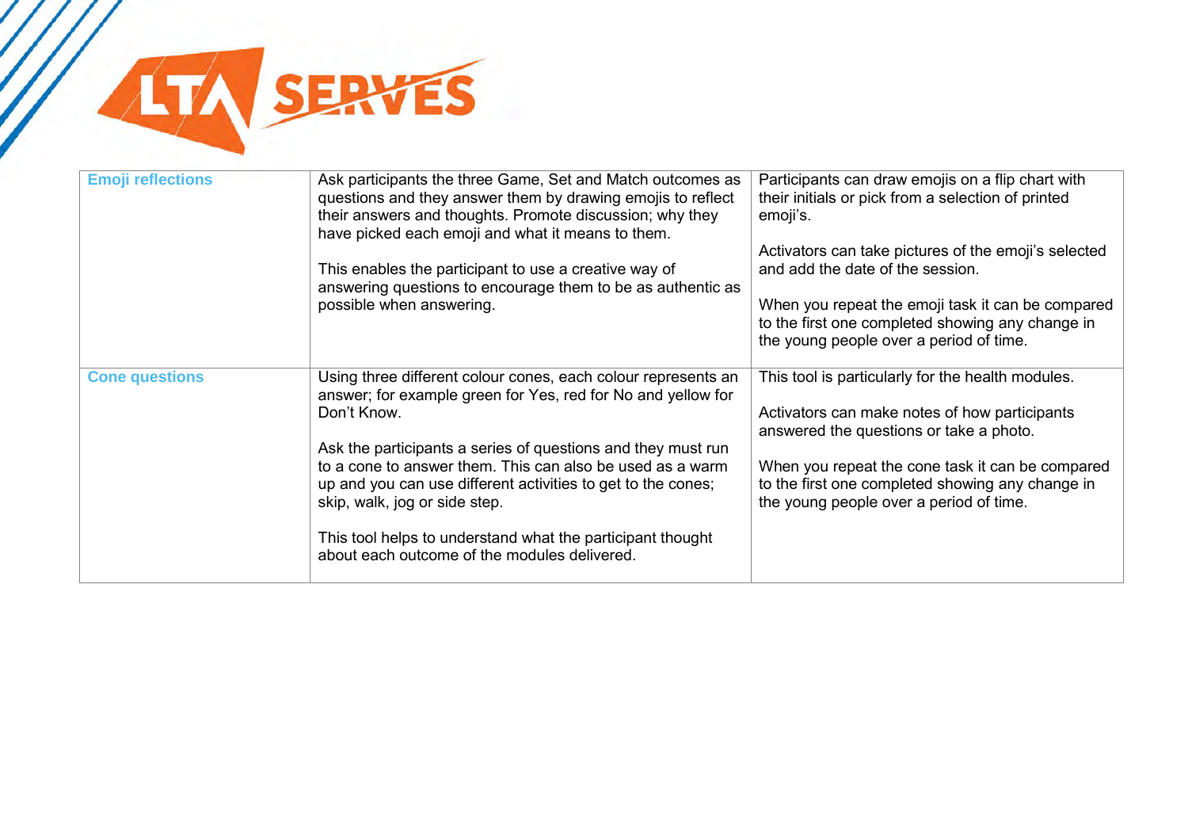| | | |
|---|---|---|
| **Emoji reflections** | Ask participants the three Game, Set and Match outcomes as questions and they answer them by drawing emojis to reflect their answers and thoughts. Promote discussion; why they have picked each emoji and what it means to them.<br><br>This enables the participant to use a creative way of answering questions to encourage them to be as authentic as possible when answering. | Participants can draw emojis on a flip chart with their initials or pick from a selection of printed emoji's.<br><br>Activators can take pictures of the emoji's selected and add the date of the session.<br><br>When you repeat the emoji task it can be compared to the first one completed showing any change in the young people over a period of time. |
| **Cone questions** | Using three different colour cones, each colour represents an answer; for example green for Yes, red for No and yellow for Don't Know.<br><br>Ask the participants a series of questions and they must run to a cone to answer them. This can also be used as a warm up and you can use different activities to get to the cones; skip, walk, jog or side step.<br><br>This tool helps to understand what the participant thought about each outcome of the modules delivered. | This tool is particularly for the health modules.<br><br>Activators can make notes of how participants answered the questions or take a photo.<br><br>When you repeat the cone task it can be compared to the first one completed showing any change in the young people over a period of time. |